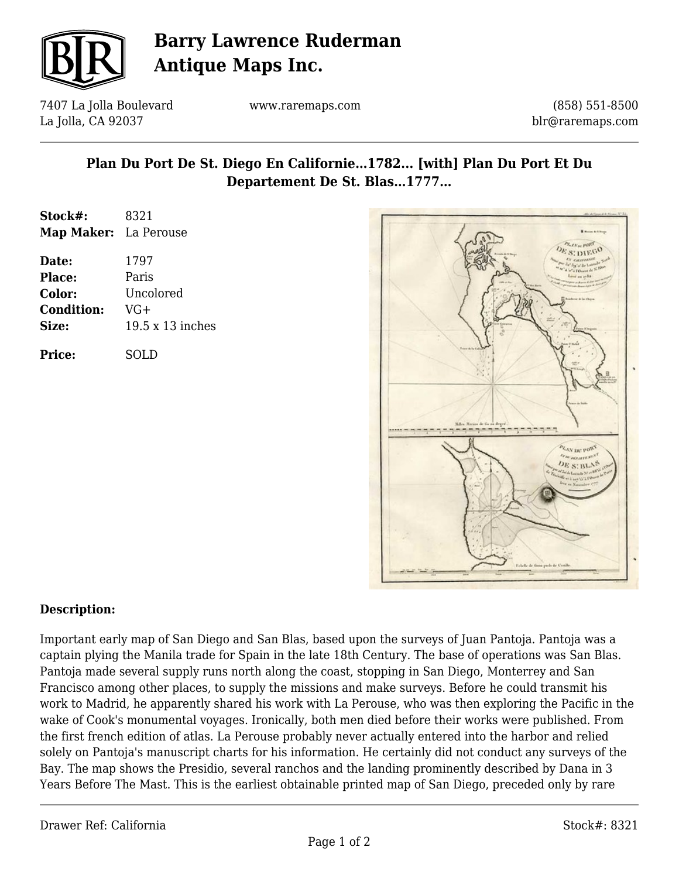# Barry Lawrence Ruderman Antique Maps Inc.

7407 La Jolla Boulevard
La Jolla, CA 92037

www.raremaps.com

(858) 551-8500
blr@raremaps.com

## Plan Du Port De St. Diego En Californie...1782... [with] Plan Du Port Et Du Departement De St. Blas...1777...

**Stock#:** 8321
**Map Maker:** La Perouse

**Date:** 1797
**Place:** Paris
**Color:** Uncolored
**Condition:** VG+
**Size:** 19.5 x 13 inches

**Price:** SOLD

**Description:**

Important early map of San Diego and San Blas, based upon the surveys of Juan Pantoja. Pantoja was a captain plying the Manila trade for Spain in the late 18th Century. The base of operations was San Blas. Pantoja made several supply runs north along the coast, stopping in San Diego, Monterrey and San Francisco among other places, to supply the missions and make surveys. Before he could transmit his work to Madrid, he apparently shared his work with La Perouse, who was then exploring the Pacific in the wake of Cook's monumental voyages. Ironically, both men died before their works were published. From the first french edition of atlas. La Perouse probably never actually entered into the harbor and relied solely on Pantoja's manuscript charts for his information. He certainly did not conduct any surveys of the Bay. The map shows the Presidio, several ranchos and the landing prominently described by Dana in 3 Years Before The Mast. This is the earliest obtainable printed map of San Diego, preceded only by rare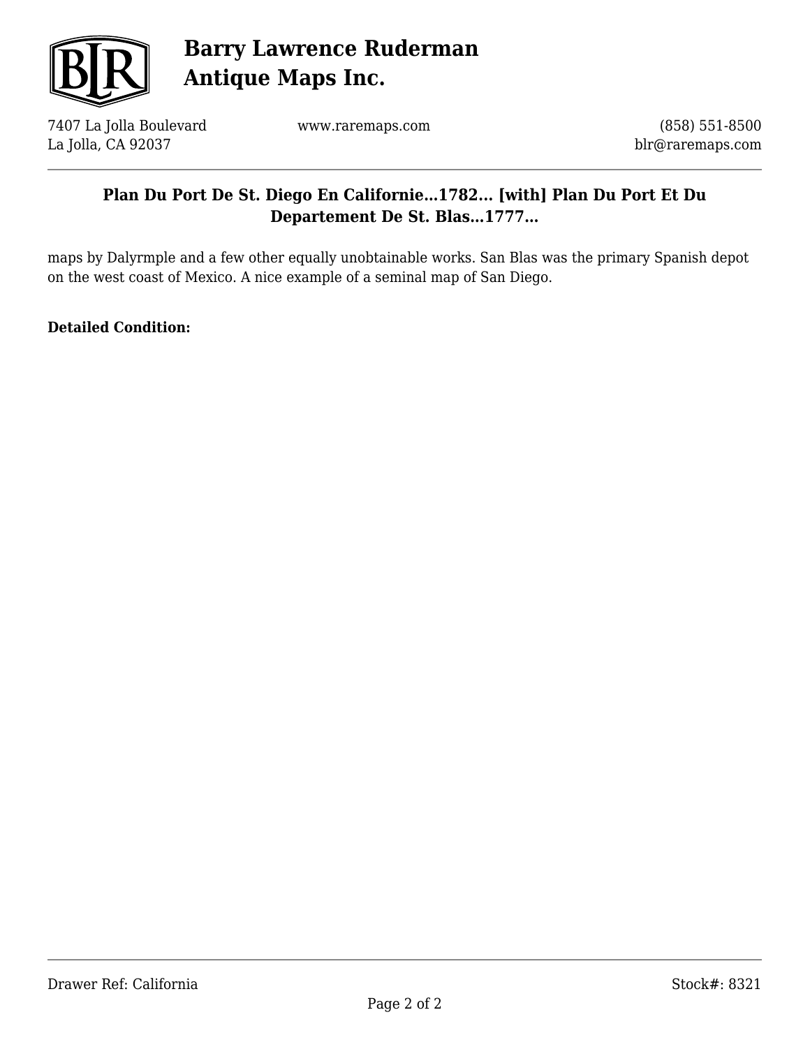maps by Dalyrmple and a few other equally unobtainable works. San Blas was the primary Spanish depot on the west coast of Mexico. A nice example of a seminal map of San Diego.

**Detailed Condition:**